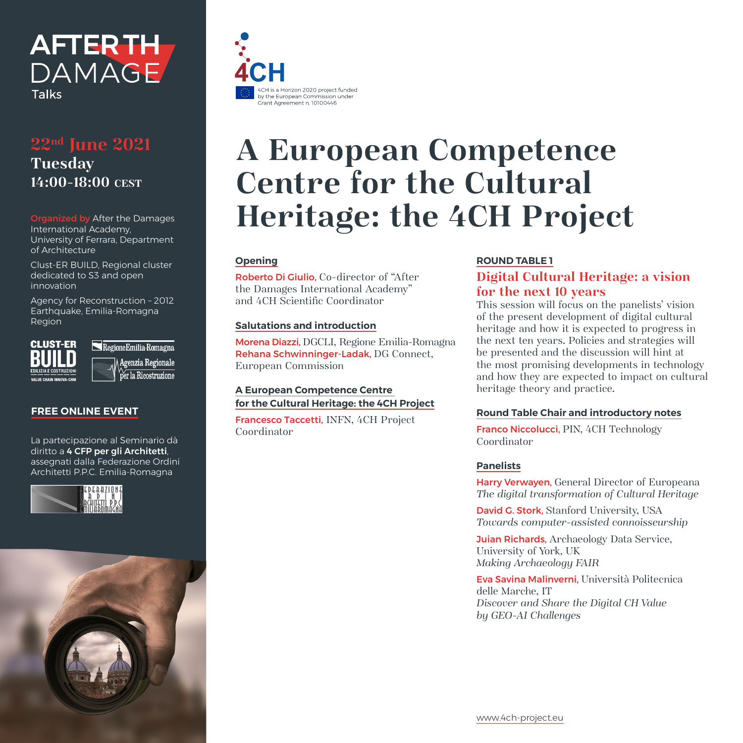# AFTER THE DAMAGE Talks

**22nd June 2021**
**Tuesday**
**14:00-18:00 CEST**

**Organized by** After the Damages International Academy, University of Ferrara, Department of Architecture

Clust-ER BUILD, Regional cluster dedicated to S3 and open innovation

Agency for Reconstruction – 2012 Earthquake, Emilia-Romagna Region

**FREE ONLINE EVENT**

La partecipazione al Seminario dà diritto a **4 CFP per gli Architetti**, assegnati dalla Federazione Ordini Architetti P.P.C. Emilia-Romagna

4CH is a Horizon 2020 project funded by the European Commission under Grant Agreement n. 10100446

# A European Competence Centre for the Cultural Heritage: the 4CH Project

### Opening

**Roberto Di Giulio,** Co-director of "After the Damages International Academy" and 4CH Scientific Coordinator

### Salutations and introduction

**Morena Diazzi,** DGCLI, Regione Emilia-Romagna
**Rehana Schwinninger-Ladak,** DG Connect, European Commission

### A European Competence Centre for the Cultural Heritage: the 4CH Project

**Francesco Taccetti,** INFN, 4CH Project Coordinator

### ROUND TABLE 1

## Digital Cultural Heritage: a vision for the next 10 years

This session will focus on the panelists' vision of the present development of digital cultural heritage and how it is expected to progress in the next ten years. Policies and strategies will be presented and the discussion will hint at the most promising developments in technology and how they are expected to impact on cultural heritage theory and practice.

### Round Table Chair and introductory notes

**Franco Niccolucci,** PIN, 4CH Technology Coordinator

### Panelists

**Harry Verwayen,** General Director of Europeana
*The digital transformation of Cultural Heritage*

**David G. Stork,** Stanford University, USA
*Towards computer-assisted connoisseurship*

**Juian Richards,** Archaeology Data Service, University of York, UK
*Making Archaeology FAIR*

**Eva Savina Malinverni,** Università Politecnica delle Marche, IT
*Discover and Share the Digital CH Value by GEO-AI Challenges*

www.4ch-project.eu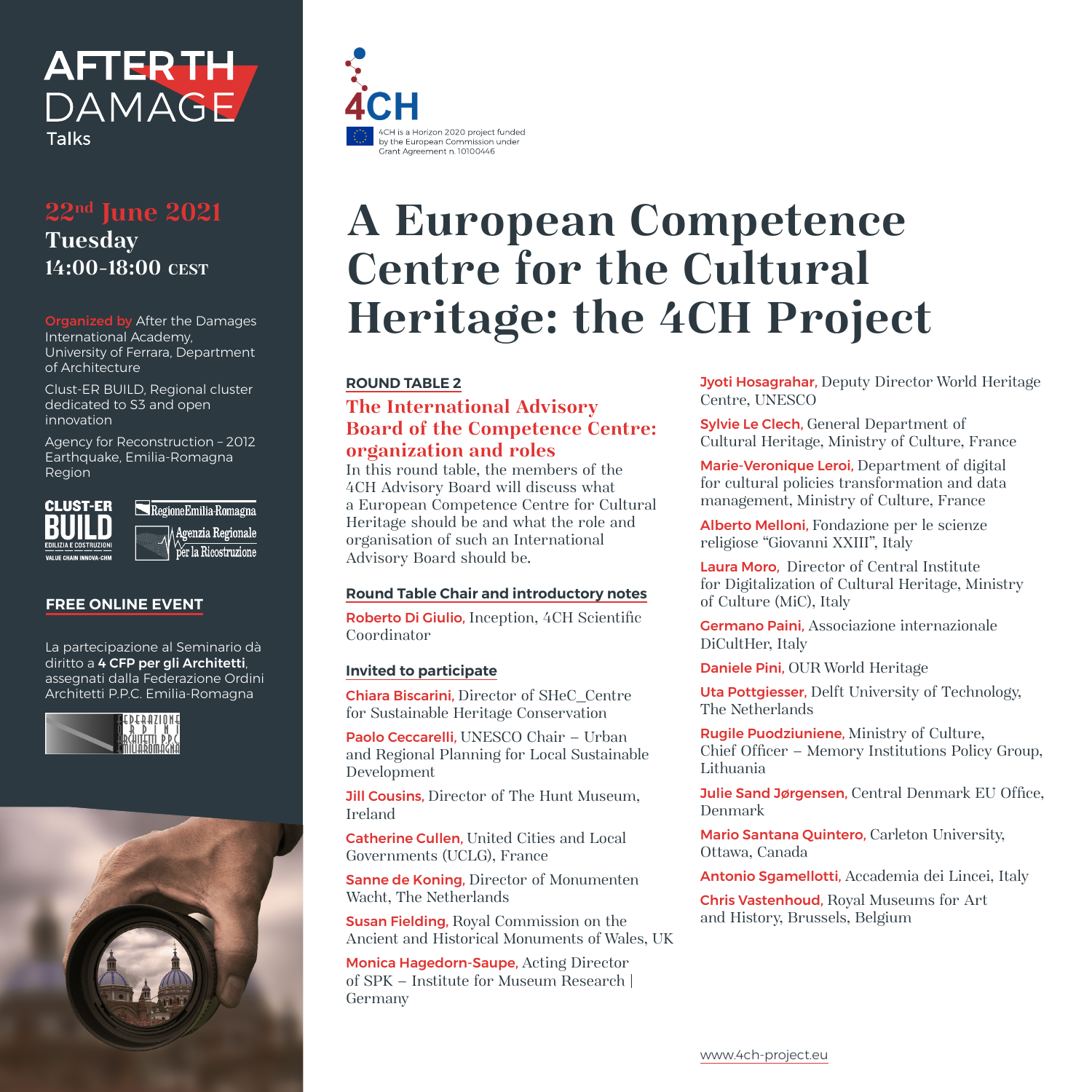AFTER THE DAMAGE Talks

**22nd June 2021**
**Tuesday**
**14:00-18:00 CEST**

**Organized by** After the Damages International Academy, University of Ferrara, Department of Architecture

Clust-ER BUILD, Regional cluster dedicated to S3 and open innovation

Agency for Reconstruction – 2012 Earthquake, Emilia-Romagna Region

CLUST-ER BUILD EDILIZIA E COSTRUZIONI VALUE CHAIN INNOVA-CHM

RegioneEmilia-Romagna Agenzia Regionale per la Ricostruzione

**FREE ONLINE EVENT**

La partecipazione al Seminario dà diritto a **4 CFP per gli Architetti**, assegnati dalla Federazione Ordini Architetti P.P.C. Emilia-Romagna

FEDERAZIONE ORDINI ARCHITETTI P.P.C. EMILIAROMAGNA

4CH

4CH is a Horizon 2020 project funded by the European Commission under Grant Agreement n. 10100446

# A European Competence Centre for the Cultural Heritage: the 4CH Project

**ROUND TABLE 2**

## The International Advisory Board of the Competence Centre: organization and roles

In this round table, the members of the 4CH Advisory Board will discuss what a European Competence Centre for Cultural Heritage should be and what the role and organisation of such an International Advisory Board should be.

**Round Table Chair and introductory notes**

**Roberto Di Giulio,** Inception, 4CH Scientific Coordinator

**Invited to participate**

**Chiara Biscarini,** Director of SHeC_Centre for Sustainable Heritage Conservation

**Paolo Ceccarelli,** UNESCO Chair – Urban and Regional Planning for Local Sustainable Development

**Jill Cousins,** Director of The Hunt Museum, Ireland

**Catherine Cullen,** United Cities and Local Governments (UCLG), France

**Sanne de Koning,** Director of Monumenten Wacht, The Netherlands

**Susan Fielding,** Royal Commission on the Ancient and Historical Monuments of Wales, UK

**Monica Hagedorn-Saupe,** Acting Director of SPK – Institute for Museum Research | Germany

**Jyoti Hosagrahar,** Deputy Director World Heritage Centre, UNESCO

**Sylvie Le Clech,** General Department of Cultural Heritage, Ministry of Culture, France

**Marie-Veronique Leroi,** Department of digital for cultural policies transformation and data management, Ministry of Culture, France

**Alberto Melloni,** Fondazione per le scienze religiose "Giovanni XXIII", Italy

**Laura Moro,** Director of Central Institute for Digitalization of Cultural Heritage, Ministry of Culture (MiC), Italy

**Germano Paini,** Associazione internazionale DiCultHer, Italy

**Daniele Pini,** OUR World Heritage

**Uta Pottgiesser,** Delft University of Technology, The Netherlands

**Rugile Puodziuniene,** Ministry of Culture, Chief Officer – Memory Institutions Policy Group, Lithuania

**Julie Sand Jørgensen,** Central Denmark EU Office, Denmark

**Mario Santana Quintero,** Carleton University, Ottawa, Canada

**Antonio Sgamellotti,** Accademia dei Lincei, Italy

**Chris Vastenhoud,** Royal Museums for Art and History, Brussels, Belgium

www.4ch-project.eu